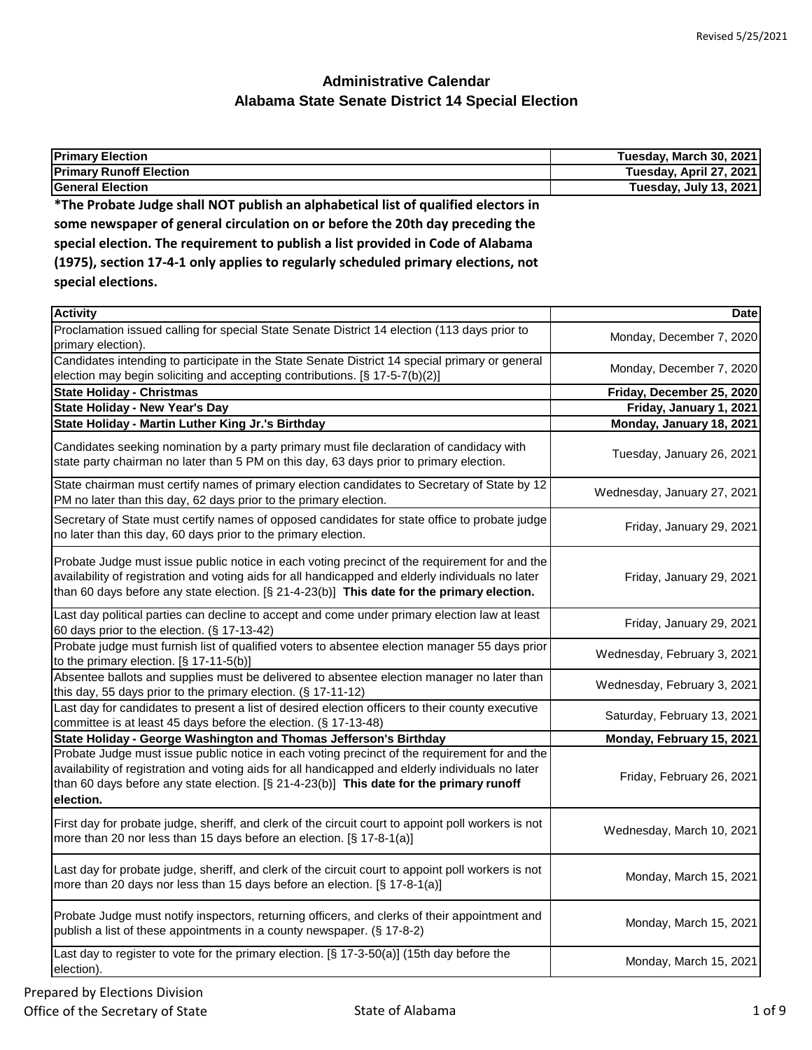Revised 5/25/2021

# Administrative Calendar
## Alabama State Senate District 14 Special Election

| **Primary Election** | **Tuesday, March 30, 2021** |
|---|---|
| **Primary Runoff Election** | **Tuesday, April 27, 2021** |
| **General Election** | **Tuesday, July 13, 2021** |

**\*The Probate Judge shall NOT publish an alphabetical list of qualified electors in some newspaper of general circulation on or before the 20th day preceding the special election. The requirement to publish a list provided in Code of Alabama (1975), section 17-4-1 only applies to regularly scheduled primary elections, not special elections.**

| **Activity** | **Date** |
|---|---|
| Proclamation issued calling for special State Senate District 14 election (113 days prior to primary election). | Monday, December 7, 2020 |
| Candidates intending to participate in the State Senate District 14 special primary or general election may begin soliciting and accepting contributions. [§ 17-5-7(b)(2)] | Monday, December 7, 2020 |
| **State Holiday - Christmas** | **Friday, December 25, 2020** |
| **State Holiday - New Year's Day** | **Friday, January 1, 2021** |
| **State Holiday - Martin Luther King Jr.'s Birthday** | **Monday, January 18, 2021** |
| Candidates seeking nomination by a party primary must file declaration of candidacy with state party chairman no later than 5 PM on this day, 63 days prior to primary election. | Tuesday, January 26, 2021 |
| State chairman must certify names of primary election candidates to Secretary of State by 12 PM no later than this day, 62 days prior to the primary election. | Wednesday, January 27, 2021 |
| Secretary of State must certify names of opposed candidates for state office to probate judge no later than this day, 60 days prior to the primary election. | Friday, January 29, 2021 |
| Probate Judge must issue public notice in each voting precinct of the requirement for and the availability of registration and voting aids for all handicapped and elderly individuals no later than 60 days before any state election. [§ 21-4-23(b)] **This date for the primary election.** | Friday, January 29, 2021 |
| Last day political parties can decline to accept and come under primary election law at least 60 days prior to the election. (§ 17-13-42) | Friday, January 29, 2021 |
| Probate judge must furnish list of qualified voters to absentee election manager 55 days prior to the primary election. [§ 17-11-5(b)] | Wednesday, February 3, 2021 |
| Absentee ballots and supplies must be delivered to absentee election manager no later than this day, 55 days prior to the primary election. (§ 17-11-12) | Wednesday, February 3, 2021 |
| Last day for candidates to present a list of desired election officers to their county executive committee is at least 45 days before the election. (§ 17-13-48) | Saturday, February 13, 2021 |
| **State Holiday - George Washington and Thomas Jefferson's Birthday** | **Monday, February 15, 2021** |
| Probate Judge must issue public notice in each voting precinct of the requirement for and the availability of registration and voting aids for all handicapped and elderly individuals no later than 60 days before any state election. [§ 21-4-23(b)] **This date for the primary runoff election.** | Friday, February 26, 2021 |
| First day for probate judge, sheriff, and clerk of the circuit court to appoint poll workers is not more than 20 nor less than 15 days before an election. [§ 17-8-1(a)] | Wednesday, March 10, 2021 |
| Last day for probate judge, sheriff, and clerk of the circuit court to appoint poll workers is not more than 20 days nor less than 15 days before an election. [§ 17-8-1(a)] | Monday, March 15, 2021 |
| Probate Judge must notify inspectors, returning officers, and clerks of their appointment and publish a list of these appointments in a county newspaper. (§ 17-8-2) | Monday, March 15, 2021 |
| Last day to register to vote for the primary election. [§ 17-3-50(a)] (15th day before the election). | Monday, March 15, 2021 |

Prepared by Elections Division
Office of the Secretary of State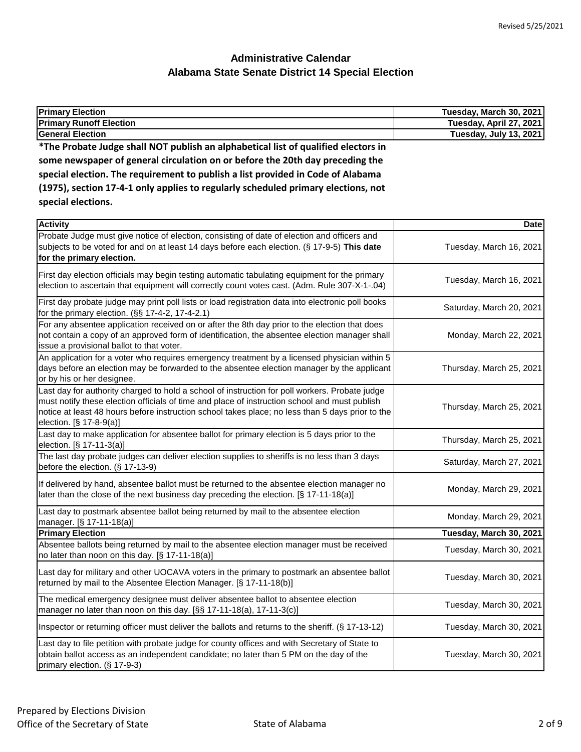# Administrative Calendar
## Alabama State Senate District 14 Special Election

| Election | Date |
|---|---|
| **Primary Election** | **Tuesday, March 30, 2021** |
| **Primary Runoff Election** | **Tuesday, April 27, 2021** |
| **General Election** | **Tuesday, July 13, 2021** |

**\*The Probate Judge shall NOT publish an alphabetical list of qualified electors in some newspaper of general circulation on or before the 20th day preceding the special election. The requirement to publish a list provided in Code of Alabama (1975), section 17-4-1 only applies to regularly scheduled primary elections, not special elections.**

| Activity | Date |
|---|---|
| Probate Judge must give notice of election, consisting of date of election and officers and subjects to be voted for and on at least 14 days before each election. (§ 17-9-5) **This date for the primary election.** | Tuesday, March 16, 2021 |
| First day election officials may begin testing automatic tabulating equipment for the primary election to ascertain that equipment will correctly count votes cast. (Adm. Rule 307-X-1-.04) | Tuesday, March 16, 2021 |
| First day probate judge may print poll lists or load registration data into electronic poll books for the primary election. (§§ 17-4-2, 17-4-2.1) | Saturday, March 20, 2021 |
| For any absentee application received on or after the 8th day prior to the election that does not contain a copy of an approved form of identification, the absentee election manager shall issue a provisional ballot to that voter. | Monday, March 22, 2021 |
| An application for a voter who requires emergency treatment by a licensed physician within 5 days before an election may be forwarded to the absentee election manager by the applicant or by his or her designee. | Thursday, March 25, 2021 |
| Last day for authority charged to hold a school of instruction for poll workers. Probate judge must notify these election officials of time and place of instruction school and must publish notice at least 48 hours before instruction school takes place; no less than 5 days prior to the election. [§ 17-8-9(a)] | Thursday, March 25, 2021 |
| Last day to make application for absentee ballot for primary election is 5 days prior to the election. [§ 17-11-3(a)] | Thursday, March 25, 2021 |
| The last day probate judges can deliver election supplies to sheriffs is no less than 3 days before the election. (§ 17-13-9) | Saturday, March 27, 2021 |
| If delivered by hand, absentee ballot must be returned to the absentee election manager no later than the close of the next business day preceding the election. [§ 17-11-18(a)] | Monday, March 29, 2021 |
| Last day to postmark absentee ballot being returned by mail to the absentee election manager. [§ 17-11-18(a)] | Monday, March 29, 2021 |
| **Primary Election** | **Tuesday, March 30, 2021** |
| Absentee ballots being returned by mail to the absentee election manager must be received no later than noon on this day. [§ 17-11-18(a)] | Tuesday, March 30, 2021 |
| Last day for military and other UOCAVA voters in the primary to postmark an absentee ballot returned by mail to the Absentee Election Manager. [§ 17-11-18(b)] | Tuesday, March 30, 2021 |
| The medical emergency designee must deliver absentee ballot to absentee election manager no later than noon on this day. [§§ 17-11-18(a), 17-11-3(c)] | Tuesday, March 30, 2021 |
| Inspector or returning officer must deliver the ballots and returns to the sheriff. (§ 17-13-12) | Tuesday, March 30, 2021 |
| Last day to file petition with probate judge for county offices and with Secretary of State to obtain ballot access as an independent candidate; no later than 5 PM on the day of the primary election. (§ 17-9-3) | Tuesday, March 30, 2021 |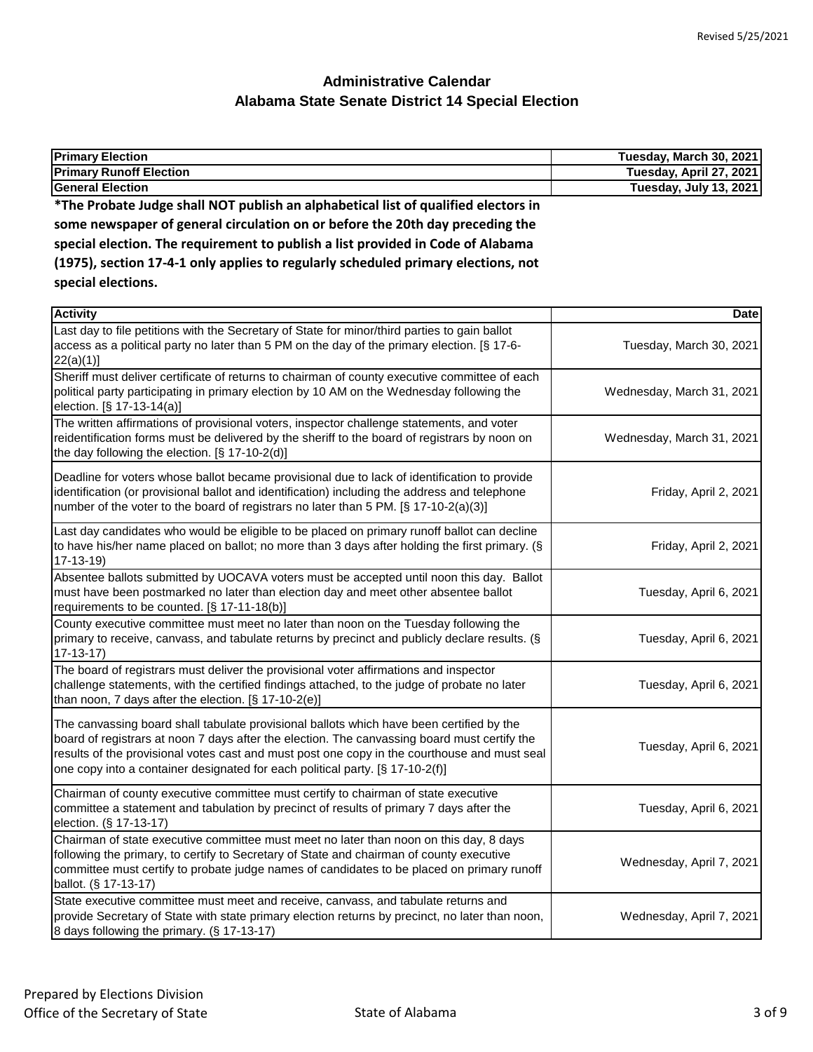# Administrative Calendar
## Alabama State Senate District 14 Special Election

| Primary Election | Tuesday, March 30, 2021 |
|---|---|
| **Primary Runoff Election** | **Tuesday, April 27, 2021** |
| **General Election** | **Tuesday, July 13, 2021** |

**\*The Probate Judge shall NOT publish an alphabetical list of qualified electors in some newspaper of general circulation on or before the 20th day preceding the special election. The requirement to publish a list provided in Code of Alabama (1975), section 17-4-1 only applies to regularly scheduled primary elections, not special elections.**

| Activity | Date |
|---|---|
| Last day to file petitions with the Secretary of State for minor/third parties to gain ballot access as a political party no later than 5 PM on the day of the primary election. [§ 17-6-22(a)(1)] | Tuesday, March 30, 2021 |
| Sheriff must deliver certificate of returns to chairman of county executive committee of each political party participating in primary election by 10 AM on the Wednesday following the election. [§ 17-13-14(a)] | Wednesday, March 31, 2021 |
| The written affirmations of provisional voters, inspector challenge statements, and voter reidentification forms must be delivered by the sheriff to the board of registrars by noon on the day following the election. [§ 17-10-2(d)] | Wednesday, March 31, 2021 |
| Deadline for voters whose ballot became provisional due to lack of identification to provide identification (or provisional ballot and identification) including the address and telephone number of the voter to the board of registrars no later than 5 PM. [§ 17-10-2(a)(3)] | Friday, April 2, 2021 |
| Last day candidates who would be eligible to be placed on primary runoff ballot can decline to have his/her name placed on ballot; no more than 3 days after holding the first primary. (§ 17-13-19) | Friday, April 2, 2021 |
| Absentee ballots submitted by UOCAVA voters must be accepted until noon this day. Ballot must have been postmarked no later than election day and meet other absentee ballot requirements to be counted. [§ 17-11-18(b)] | Tuesday, April 6, 2021 |
| County executive committee must meet no later than noon on the Tuesday following the primary to receive, canvass, and tabulate returns by precinct and publicly declare results. (§ 17-13-17) | Tuesday, April 6, 2021 |
| The board of registrars must deliver the provisional voter affirmations and inspector challenge statements, with the certified findings attached, to the judge of probate no later than noon, 7 days after the election. [§ 17-10-2(e)] | Tuesday, April 6, 2021 |
| The canvassing board shall tabulate provisional ballots which have been certified by the board of registrars at noon 7 days after the election. The canvassing board must certify the results of the provisional votes cast and must post one copy in the courthouse and must seal one copy into a container designated for each political party. [§ 17-10-2(f)] | Tuesday, April 6, 2021 |
| Chairman of county executive committee must certify to chairman of state executive committee a statement and tabulation by precinct of results of primary 7 days after the election. (§ 17-13-17) | Tuesday, April 6, 2021 |
| Chairman of state executive committee must meet no later than noon on this day, 8 days following the primary, to certify to Secretary of State and chairman of county executive committee must certify to probate judge names of candidates to be placed on primary runoff ballot. (§ 17-13-17) | Wednesday, April 7, 2021 |
| State executive committee must meet and receive, canvass, and tabulate returns and provide Secretary of State with state primary election returns by precinct, no later than noon, 8 days following the primary. (§ 17-13-17) | Wednesday, April 7, 2021 |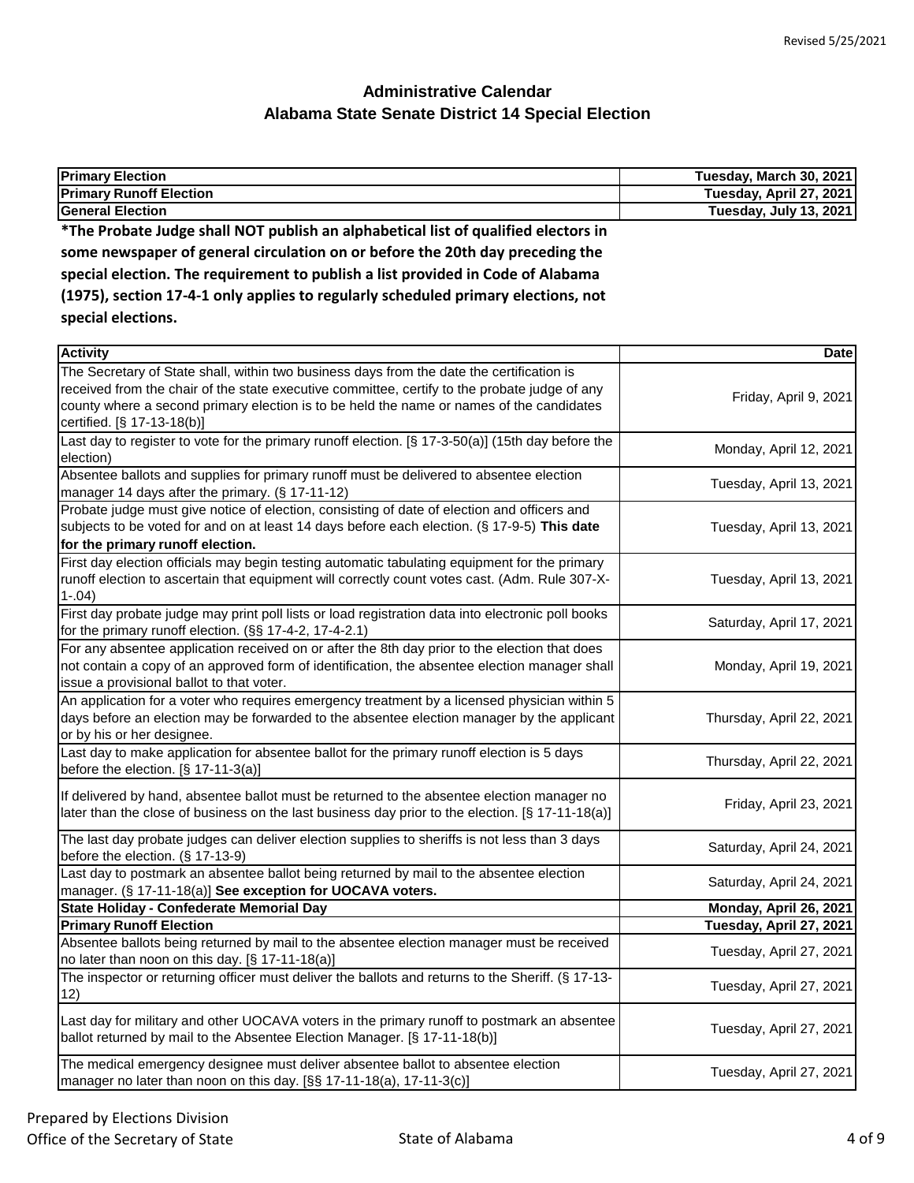Revised 5/25/2021

# Administrative Calendar
## Alabama State Senate District 14 Special Election

| | |
|---|---|
| **Primary Election** | **Tuesday, March 30, 2021** |
| **Primary Runoff Election** | **Tuesday, April 27, 2021** |
| **General Election** | **Tuesday, July 13, 2021** |

**\*The Probate Judge shall NOT publish an alphabetical list of qualified electors in some newspaper of general circulation on or before the 20th day preceding the special election. The requirement to publish a list provided in Code of Alabama (1975), section 17-4-1 only applies to regularly scheduled primary elections, not special elections.**

| **Activity** | **Date** |
|---|---|
| The Secretary of State shall, within two business days from the date the certification is received from the chair of the state executive committee, certify to the probate judge of any county where a second primary election is to be held the name or names of the candidates certified. [§ 17-13-18(b)] | Friday, April 9, 2021 |
| Last day to register to vote for the primary runoff election. [§ 17-3-50(a)] (15th day before the election) | Monday, April 12, 2021 |
| Absentee ballots and supplies for primary runoff must be delivered to absentee election manager 14 days after the primary. (§ 17-11-12) | Tuesday, April 13, 2021 |
| Probate judge must give notice of election, consisting of date of election and officers and subjects to be voted for and on at least 14 days before each election. (§ 17-9-5) **This date for the primary runoff election.** | Tuesday, April 13, 2021 |
| First day election officials may begin testing automatic tabulating equipment for the primary runoff election to ascertain that equipment will correctly count votes cast. (Adm. Rule 307-X-1-.04) | Tuesday, April 13, 2021 |
| First day probate judge may print poll lists or load registration data into electronic poll books for the primary runoff election. (§§ 17-4-2, 17-4-2.1) | Saturday, April 17, 2021 |
| For any absentee application received on or after the 8th day prior to the election that does not contain a copy of an approved form of identification, the absentee election manager shall issue a provisional ballot to that voter. | Monday, April 19, 2021 |
| An application for a voter who requires emergency treatment by a licensed physician within 5 days before an election may be forwarded to the absentee election manager by the applicant or by his or her designee. | Thursday, April 22, 2021 |
| Last day to make application for absentee ballot for the primary runoff election is 5 days before the election. [§ 17-11-3(a)] | Thursday, April 22, 2021 |
| If delivered by hand, absentee ballot must be returned to the absentee election manager no later than the close of business on the last business day prior to the election. [§ 17-11-18(a)] | Friday, April 23, 2021 |
| The last day probate judges can deliver election supplies to sheriffs is not less than 3 days before the election. (§ 17-13-9) | Saturday, April 24, 2021 |
| Last day to postmark an absentee ballot being returned by mail to the absentee election manager. (§ 17-11-18(a)] **See exception for UOCAVA voters.** | Saturday, April 24, 2021 |
| **State Holiday - Confederate Memorial Day** | **Monday, April 26, 2021** |
| **Primary Runoff Election** | **Tuesday, April 27, 2021** |
| Absentee ballots being returned by mail to the absentee election manager must be received no later than noon on this day. [§ 17-11-18(a)] | Tuesday, April 27, 2021 |
| The inspector or returning officer must deliver the ballots and returns to the Sheriff. (§ 17-13-12) | Tuesday, April 27, 2021 |
| Last day for military and other UOCAVA voters in the primary runoff to postmark an absentee ballot returned by mail to the Absentee Election Manager. [§ 17-11-18(b)] | Tuesday, April 27, 2021 |
| The medical emergency designee must deliver absentee ballot to absentee election manager no later than noon on this day. [§§ 17-11-18(a), 17-11-3(c)] | Tuesday, April 27, 2021 |

Prepared by Elections Division
Office of the Secretary of State

State of Alabama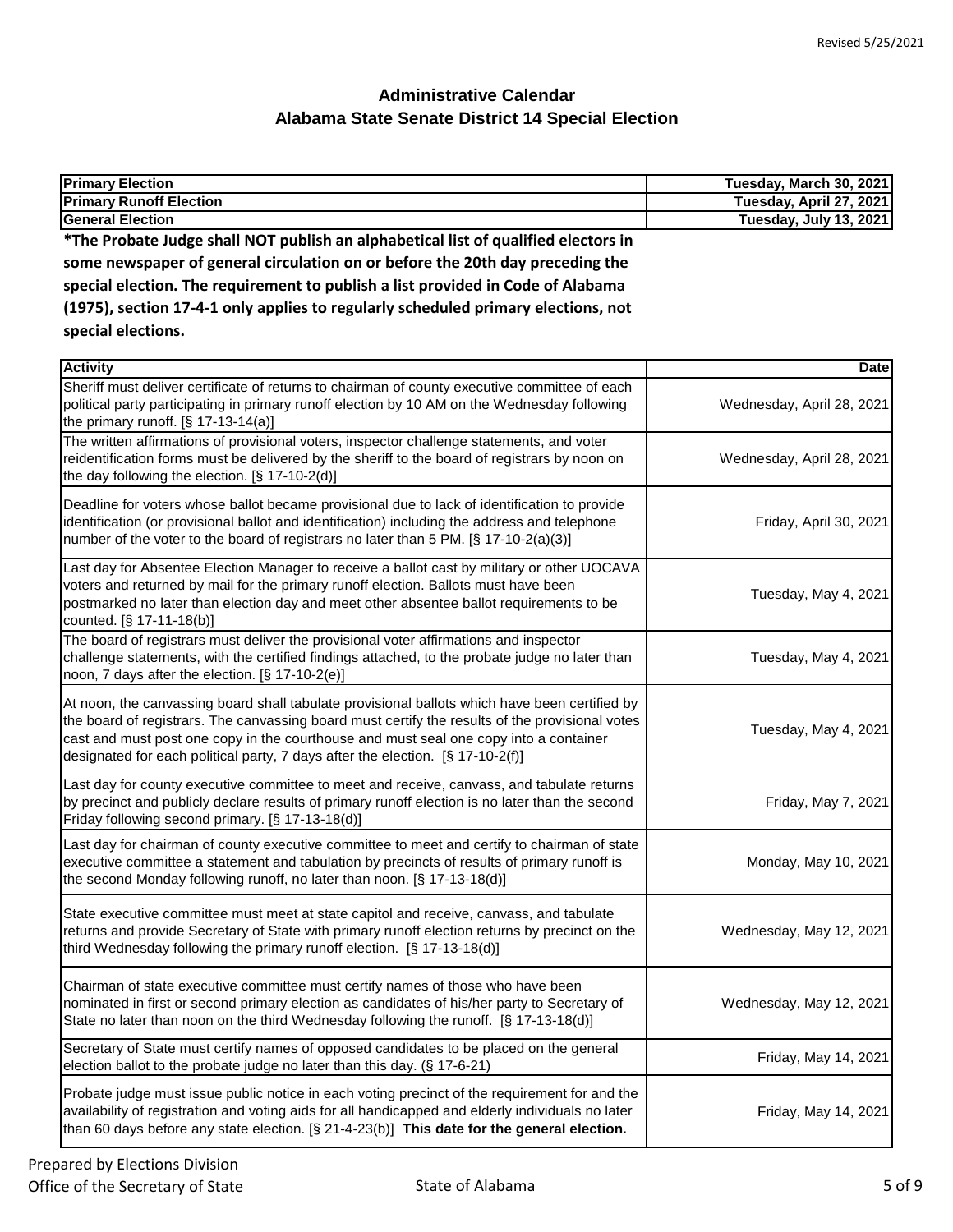Revised 5/25/2021

# Administrative Calendar
## Alabama State Senate District 14 Special Election

| | |
|---|---|
| **Primary Election** | **Tuesday, March 30, 2021** |
| **Primary Runoff Election** | **Tuesday, April 27, 2021** |
| **General Election** | **Tuesday, July 13, 2021** |

**\*The Probate Judge shall NOT publish an alphabetical list of qualified electors in some newspaper of general circulation on or before the 20th day preceding the special election. The requirement to publish a list provided in Code of Alabama (1975), section 17-4-1 only applies to regularly scheduled primary elections, not special elections.**

| Activity | Date |
|---|---|
| Sheriff must deliver certificate of returns to chairman of county executive committee of each political party participating in primary runoff election by 10 AM on the Wednesday following the primary runoff. [§ 17-13-14(a)] | Wednesday, April 28, 2021 |
| The written affirmations of provisional voters, inspector challenge statements, and voter reidentification forms must be delivered by the sheriff to the board of registrars by noon on the day following the election. [§ 17-10-2(d)] | Wednesday, April 28, 2021 |
| Deadline for voters whose ballot became provisional due to lack of identification to provide identification (or provisional ballot and identification) including the address and telephone number of the voter to the board of registrars no later than 5 PM. [§ 17-10-2(a)(3)] | Friday, April 30, 2021 |
| Last day for Absentee Election Manager to receive a ballot cast by military or other UOCAVA voters and returned by mail for the primary runoff election. Ballots must have been postmarked no later than election day and meet other absentee ballot requirements to be counted. [§ 17-11-18(b)] | Tuesday, May 4, 2021 |
| The board of registrars must deliver the provisional voter affirmations and inspector challenge statements, with the certified findings attached, to the probate judge no later than noon, 7 days after the election. [§ 17-10-2(e)] | Tuesday, May 4, 2021 |
| At noon, the canvassing board shall tabulate provisional ballots which have been certified by the board of registrars. The canvassing board must certify the results of the provisional votes cast and must post one copy in the courthouse and must seal one copy into a container designated for each political party, 7 days after the election. [§ 17-10-2(f)] | Tuesday, May 4, 2021 |
| Last day for county executive committee to meet and receive, canvass, and tabulate returns by precinct and publicly declare results of primary runoff election is no later than the second Friday following second primary. [§ 17-13-18(d)] | Friday, May 7, 2021 |
| Last day for chairman of county executive committee to meet and certify to chairman of state executive committee a statement and tabulation by precincts of results of primary runoff is the second Monday following runoff, no later than noon. [§ 17-13-18(d)] | Monday, May 10, 2021 |
| State executive committee must meet at state capitol and receive, canvass, and tabulate returns and provide Secretary of State with primary runoff election returns by precinct on the third Wednesday following the primary runoff election. [§ 17-13-18(d)] | Wednesday, May 12, 2021 |
| Chairman of state executive committee must certify names of those who have been nominated in first or second primary election as candidates of his/her party to Secretary of State no later than noon on the third Wednesday following the runoff. [§ 17-13-18(d)] | Wednesday, May 12, 2021 |
| Secretary of State must certify names of opposed candidates to be placed on the general election ballot to the probate judge no later than this day. (§ 17-6-21) | Friday, May 14, 2021 |
| Probate judge must issue public notice in each voting precinct of the requirement for and the availability of registration and voting aids for all handicapped and elderly individuals no later than 60 days before any state election. [§ 21-4-23(b)] **This date for the general election.** | Friday, May 14, 2021 |

Prepared by Elections Division
Office of the Secretary of State

State of Alabama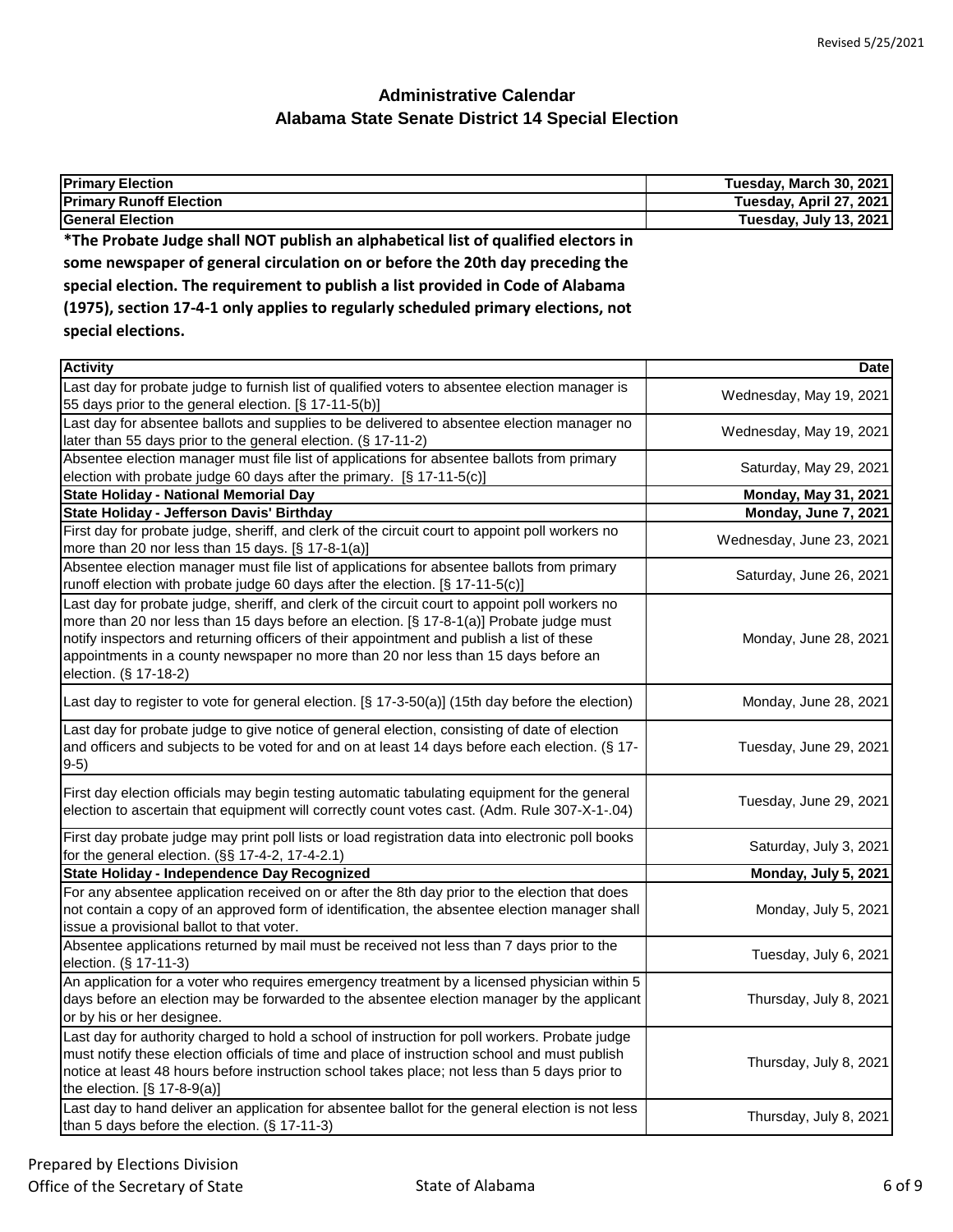Revised 5/25/2021

# Administrative Calendar
## Alabama State Senate District 14 Special Election

| | |
|---|---|
| **Primary Election** | **Tuesday, March 30, 2021** |
| **Primary Runoff Election** | **Tuesday, April 27, 2021** |
| **General Election** | **Tuesday, July 13, 2021** |

**\*The Probate Judge shall NOT publish an alphabetical list of qualified electors in some newspaper of general circulation on or before the 20th day preceding the special election. The requirement to publish a list provided in Code of Alabama (1975), section 17-4-1 only applies to regularly scheduled primary elections, not special elections.**

| Activity | Date |
|---|---|
| Last day for probate judge to furnish list of qualified voters to absentee election manager is 55 days prior to the general election. [§ 17-11-5(b)] | Wednesday, May 19, 2021 |
| Last day for absentee ballots and supplies to be delivered to absentee election manager no later than 55 days prior to the general election. (§ 17-11-2) | Wednesday, May 19, 2021 |
| Absentee election manager must file list of applications for absentee ballots from primary election with probate judge 60 days after the primary. [§ 17-11-5(c)] | Saturday, May 29, 2021 |
| **State Holiday - National Memorial Day** | **Monday, May 31, 2021** |
| **State Holiday - Jefferson Davis' Birthday** | **Monday, June 7, 2021** |
| First day for probate judge, sheriff, and clerk of the circuit court to appoint poll workers no more than 20 nor less than 15 days. [§ 17-8-1(a)] | Wednesday, June 23, 2021 |
| Absentee election manager must file list of applications for absentee ballots from primary runoff election with probate judge 60 days after the election. [§ 17-11-5(c)] | Saturday, June 26, 2021 |
| Last day for probate judge, sheriff, and clerk of the circuit court to appoint poll workers no more than 20 nor less than 15 days before an election. [§ 17-8-1(a)] Probate judge must notify inspectors and returning officers of their appointment and publish a list of these appointments in a county newspaper no more than 20 nor less than 15 days before an election. (§ 17-18-2) | Monday, June 28, 2021 |
| Last day to register to vote for general election. [§ 17-3-50(a)] (15th day before the election) | Monday, June 28, 2021 |
| Last day for probate judge to give notice of general election, consisting of date of election and officers and subjects to be voted for and on at least 14 days before each election. (§ 17-9-5) | Tuesday, June 29, 2021 |
| First day election officials may begin testing automatic tabulating equipment for the general election to ascertain that equipment will correctly count votes cast. (Adm. Rule 307-X-1-.04) | Tuesday, June 29, 2021 |
| First day probate judge may print poll lists or load registration data into electronic poll books for the general election. (§§ 17-4-2, 17-4-2.1) | Saturday, July 3, 2021 |
| **State Holiday - Independence Day Recognized** | **Monday, July 5, 2021** |
| For any absentee application received on or after the 8th day prior to the election that does not contain a copy of an approved form of identification, the absentee election manager shall issue a provisional ballot to that voter. | Monday, July 5, 2021 |
| Absentee applications returned by mail must be received not less than 7 days prior to the election. (§ 17-11-3) | Tuesday, July 6, 2021 |
| An application for a voter who requires emergency treatment by a licensed physician within 5 days before an election may be forwarded to the absentee election manager by the applicant or by his or her designee. | Thursday, July 8, 2021 |
| Last day for authority charged to hold a school of instruction for poll workers. Probate judge must notify these election officials of time and place of instruction school and must publish notice at least 48 hours before instruction school takes place; not less than 5 days prior to the election. [§ 17-8-9(a)] | Thursday, July 8, 2021 |
| Last day to hand deliver an application for absentee ballot for the general election is not less than 5 days before the election. (§ 17-11-3) | Thursday, July 8, 2021 |

Prepared by Elections Division
Office of the Secretary of State
State of Alabama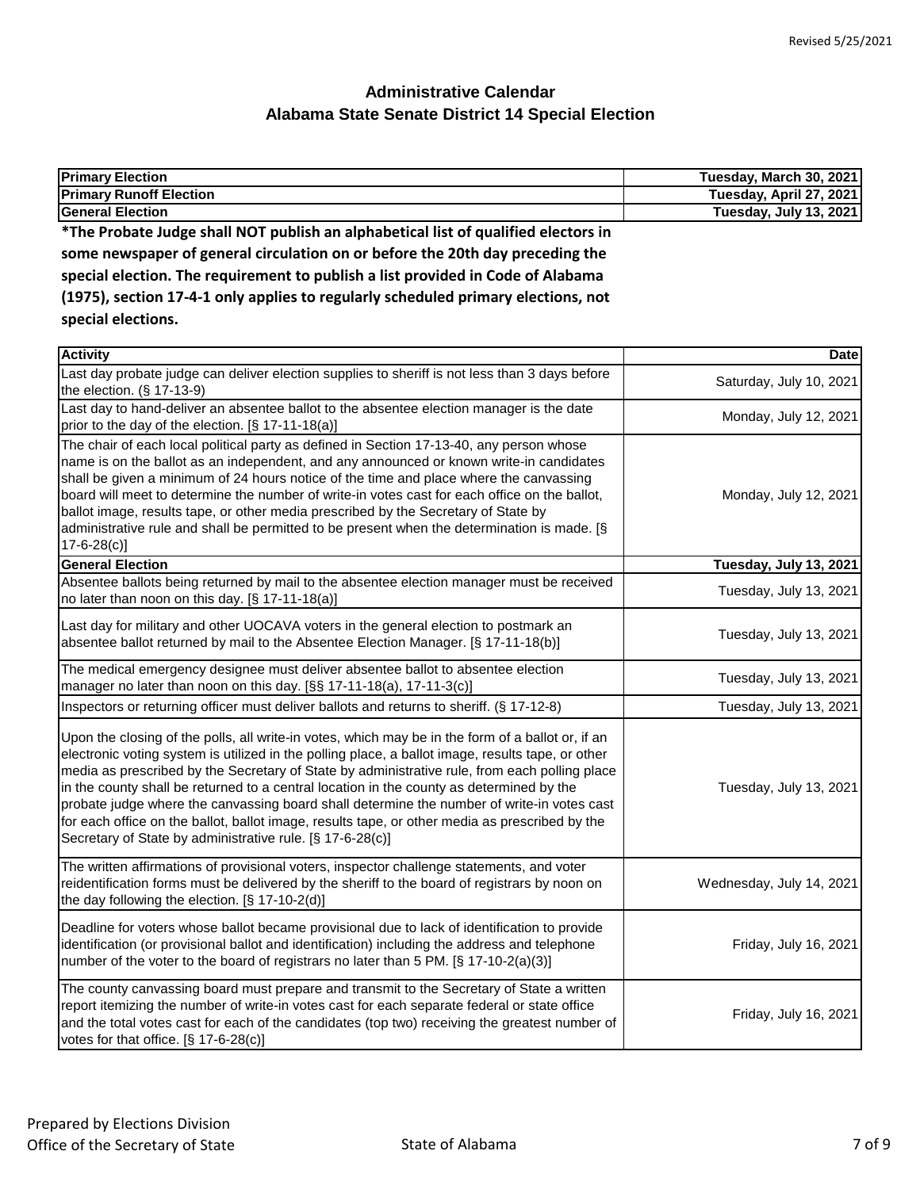# Administrative Calendar
## Alabama State Senate District 14 Special Election

| Primary Election | Tuesday, March 30, 2021 |
|---|---|
| **Primary Runoff Election** | **Tuesday, April 27, 2021** |
| **General Election** | **Tuesday, July 13, 2021** |

**\*The Probate Judge shall NOT publish an alphabetical list of qualified electors in some newspaper of general circulation on or before the 20th day preceding the special election. The requirement to publish a list provided in Code of Alabama (1975), section 17-4-1 only applies to regularly scheduled primary elections, not special elections.**

| Activity | Date |
|---|---|
| Last day probate judge can deliver election supplies to sheriff is not less than 3 days before the election. (§ 17-13-9) | Saturday, July 10, 2021 |
| Last day to hand-deliver an absentee ballot to the absentee election manager is the date prior to the day of the election. [§ 17-11-18(a)] | Monday, July 12, 2021 |
| The chair of each local political party as defined in Section 17-13-40, any person whose name is on the ballot as an independent, and any announced or known write-in candidates shall be given a minimum of 24 hours notice of the time and place where the canvassing board will meet to determine the number of write-in votes cast for each office on the ballot, ballot image, results tape, or other media prescribed by the Secretary of State by administrative rule and shall be permitted to be present when the determination is made. [§ 17-6-28(c)] | Monday, July 12, 2021 |
| **General Election** | **Tuesday, July 13, 2021** |
| Absentee ballots being returned by mail to the absentee election manager must be received no later than noon on this day. [§ 17-11-18(a)] | Tuesday, July 13, 2021 |
| Last day for military and other UOCAVA voters in the general election to postmark an absentee ballot returned by mail to the Absentee Election Manager. [§ 17-11-18(b)] | Tuesday, July 13, 2021 |
| The medical emergency designee must deliver absentee ballot to absentee election manager no later than noon on this day. [§§ 17-11-18(a), 17-11-3(c)] | Tuesday, July 13, 2021 |
| Inspectors or returning officer must deliver ballots and returns to sheriff. (§ 17-12-8) | Tuesday, July 13, 2021 |
| Upon the closing of the polls, all write-in votes, which may be in the form of a ballot or, if an electronic voting system is utilized in the polling place, a ballot image, results tape, or other media as prescribed by the Secretary of State by administrative rule, from each polling place in the county shall be returned to a central location in the county as determined by the probate judge where the canvassing board shall determine the number of write-in votes cast for each office on the ballot, ballot image, results tape, or other media as prescribed by the Secretary of State by administrative rule. [§ 17-6-28(c)] | Tuesday, July 13, 2021 |
| The written affirmations of provisional voters, inspector challenge statements, and voter reidentification forms must be delivered by the sheriff to the board of registrars by noon on the day following the election. [§ 17-10-2(d)] | Wednesday, July 14, 2021 |
| Deadline for voters whose ballot became provisional due to lack of identification to provide identification (or provisional ballot and identification) including the address and telephone number of the voter to the board of registrars no later than 5 PM. [§ 17-10-2(a)(3)] | Friday, July 16, 2021 |
| The county canvassing board must prepare and transmit to the Secretary of State a written report itemizing the number of write-in votes cast for each separate federal or state office and the total votes cast for each of the candidates (top two) receiving the greatest number of votes for that office. [§ 17-6-28(c)] | Friday, July 16, 2021 |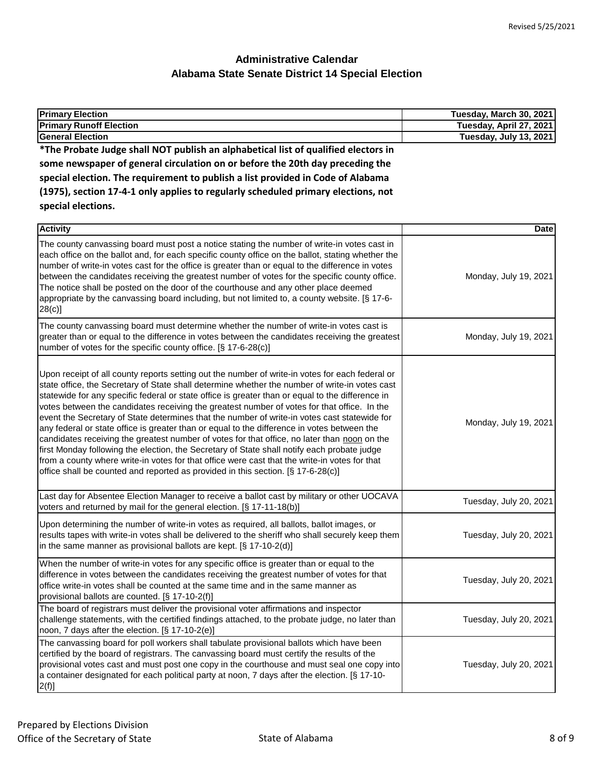Revised 5/25/2021

# Administrative Calendar
## Alabama State Senate District 14 Special Election

| Primary Election | Tuesday, March 30, 2021 |
| --- | --- |
| Primary Runoff Election | Tuesday, April 27, 2021 |
| General Election | Tuesday, July 13, 2021 |

**\*The Probate Judge shall NOT publish an alphabetical list of qualified electors in some newspaper of general circulation on or before the 20th day preceding the special election. The requirement to publish a list provided in Code of Alabama (1975), section 17-4-1 only applies to regularly scheduled primary elections, not special elections.**

| Activity | Date |
| --- | --- |
| The county canvassing board must post a notice stating the number of write-in votes cast in each office on the ballot and, for each specific county office on the ballot, stating whether the number of write-in votes cast for the office is greater than or equal to the difference in votes between the candidates receiving the greatest number of votes for the specific county office. The notice shall be posted on the door of the courthouse and any other place deemed appropriate by the canvassing board including, but not limited to, a county website. [§ 17-6-28(c)] | Monday, July 19, 2021 |
| The county canvassing board must determine whether the number of write-in votes cast is greater than or equal to the difference in votes between the candidates receiving the greatest number of votes for the specific county office. [§ 17-6-28(c)] | Monday, July 19, 2021 |
| Upon receipt of all county reports setting out the number of write-in votes for each federal or state office, the Secretary of State shall determine whether the number of write-in votes cast statewide for any specific federal or state office is greater than or equal to the difference in votes between the candidates receiving the greatest number of votes for that office. In the event the Secretary of State determines that the number of write-in votes cast statewide for any federal or state office is greater than or equal to the difference in votes between the candidates receiving the greatest number of votes for that office, no later than noon on the first Monday following the election, the Secretary of State shall notify each probate judge from a county where write-in votes for that office were cast that the write-in votes for that office shall be counted and reported as provided in this section. [§ 17-6-28(c)] | Monday, July 19, 2021 |
| Last day for Absentee Election Manager to receive a ballot cast by military or other UOCAVA voters and returned by mail for the general election. [§ 17-11-18(b)] | Tuesday, July 20, 2021 |
| Upon determining the number of write-in votes as required, all ballots, ballot images, or results tapes with write-in votes shall be delivered to the sheriff who shall securely keep them in the same manner as provisional ballots are kept. [§ 17-10-2(d)] | Tuesday, July 20, 2021 |
| When the number of write-in votes for any specific office is greater than or equal to the difference in votes between the candidates receiving the greatest number of votes for that office write-in votes shall be counted at the same time and in the same manner as provisional ballots are counted. [§ 17-10-2(f)] | Tuesday, July 20, 2021 |
| The board of registrars must deliver the provisional voter affirmations and inspector challenge statements, with the certified findings attached, to the probate judge, no later than noon, 7 days after the election. [§ 17-10-2(e)] | Tuesday, July 20, 2021 |
| The canvassing board for poll workers shall tabulate provisional ballots which have been certified by the board of registrars. The canvassing board must certify the results of the provisional votes cast and must post one copy in the courthouse and must seal one copy into a container designated for each political party at noon, 7 days after the election. [§ 17-10-2(f)] | Tuesday, July 20, 2021 |

Prepared by Elections Division
Office of the Secretary of State

State of Alabama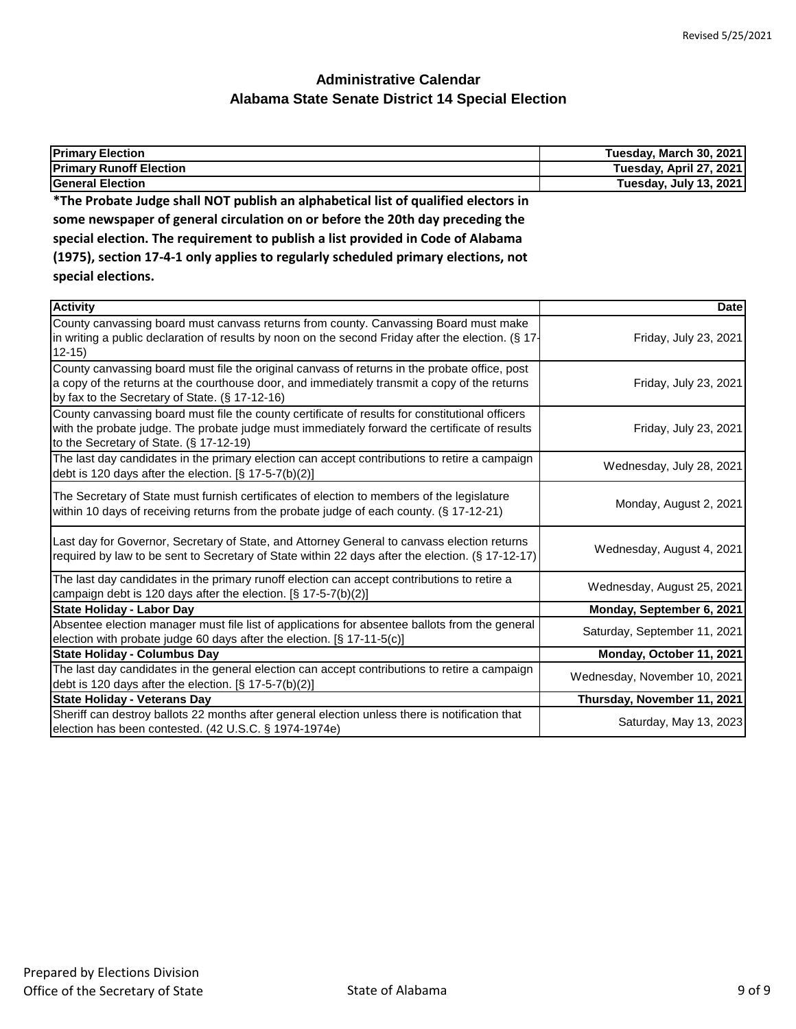Revised 5/25/2021

# Administrative Calendar
## Alabama State Senate District 14 Special Election

| | |
|---|---|
| **Primary Election** | **Tuesday, March 30, 2021** |
| **Primary Runoff Election** | **Tuesday, April 27, 2021** |
| **General Election** | **Tuesday, July 13, 2021** |

**\*The Probate Judge shall NOT publish an alphabetical list of qualified electors in some newspaper of general circulation on or before the 20th day preceding the special election. The requirement to publish a list provided in Code of Alabama (1975), section 17-4-1 only applies to regularly scheduled primary elections, not special elections.**

| Activity | Date |
|---|---|
| County canvassing board must canvass returns from county. Canvassing Board must make in writing a public declaration of results by noon on the second Friday after the election. (§ 17-12-15) | Friday, July 23, 2021 |
| County canvassing board must file the original canvass of returns in the probate office, post a copy of the returns at the courthouse door, and immediately transmit a copy of the returns by fax to the Secretary of State. (§ 17-12-16) | Friday, July 23, 2021 |
| County canvassing board must file the county certificate of results for constitutional officers with the probate judge. The probate judge must immediately forward the certificate of results to the Secretary of State. (§ 17-12-19) | Friday, July 23, 2021 |
| The last day candidates in the primary election can accept contributions to retire a campaign debt is 120 days after the election. [§ 17-5-7(b)(2)] | Wednesday, July 28, 2021 |
| The Secretary of State must furnish certificates of election to members of the legislature within 10 days of receiving returns from the probate judge of each county. (§ 17-12-21) | Monday, August 2, 2021 |
| Last day for Governor, Secretary of State, and Attorney General to canvass election returns required by law to be sent to Secretary of State within 22 days after the election. (§ 17-12-17) | Wednesday, August 4, 2021 |
| The last day candidates in the primary runoff election can accept contributions to retire a campaign debt is 120 days after the election. [§ 17-5-7(b)(2)] | Wednesday, August 25, 2021 |
| **State Holiday - Labor Day** | **Monday, September 6, 2021** |
| Absentee election manager must file list of applications for absentee ballots from the general election with probate judge 60 days after the election. [§ 17-11-5(c)] | Saturday, September 11, 2021 |
| **State Holiday - Columbus Day** | **Monday, October 11, 2021** |
| The last day candidates in the general election can accept contributions to retire a campaign debt is 120 days after the election. [§ 17-5-7(b)(2)] | Wednesday, November 10, 2021 |
| **State Holiday - Veterans Day** | **Thursday, November 11, 2021** |
| Sheriff can destroy ballots 22 months after general election unless there is notification that election has been contested. (42 U.S.C. § 1974-1974e) | Saturday, May 13, 2023 |

Prepared by Elections Division
Office of the Secretary of State

State of Alabama